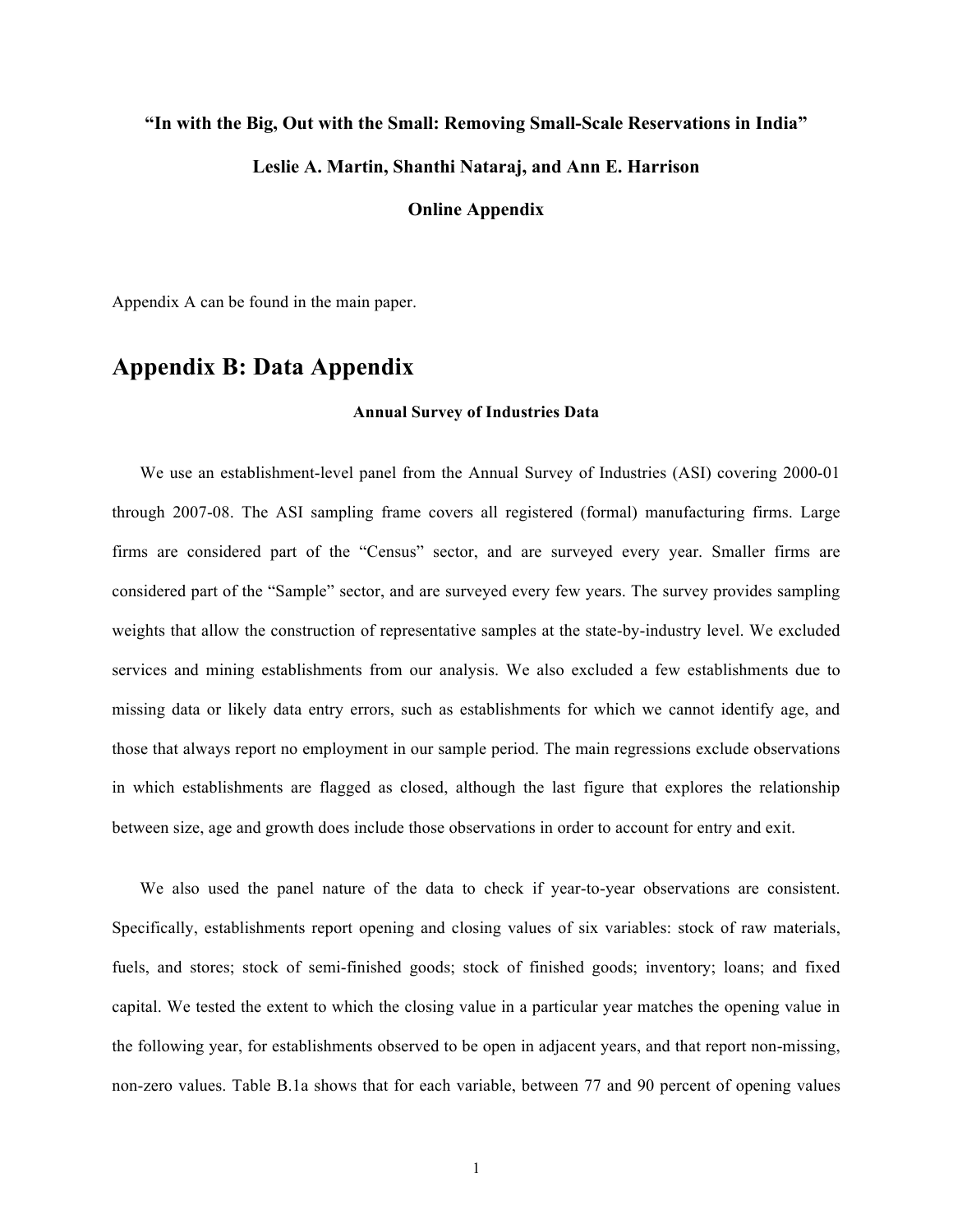**"In with the Big, Out with the Small: Removing Small-Scale Reservations in India"**

**Leslie A. Martin, Shanthi Nataraj, and Ann E. Harrison**

**Online Appendix**

Appendix A can be found in the main paper.

# Appendix B: Data Appendix

**Annual Survey of Industries Data**

We use an establishment-level panel from the Annual Survey of Industries (ASI) covering 2000-01 through 2007-08. The ASI sampling frame covers all registered (formal) manufacturing firms. Large firms are considered part of the "Census" sector, and are surveyed every year. Smaller firms are considered part of the "Sample" sector, and are surveyed every few years. The survey provides sampling weights that allow the construction of representative samples at the state-by-industry level. We excluded services and mining establishments from our analysis. We also excluded a few establishments due to missing data or likely data entry errors, such as establishments for which we cannot identify age, and those that always report no employment in our sample period. The main regressions exclude observations in which establishments are flagged as closed, although the last figure that explores the relationship between size, age and growth does include those observations in order to account for entry and exit.

We also used the panel nature of the data to check if year-to-year observations are consistent. Specifically, establishments report opening and closing values of six variables: stock of raw materials, fuels, and stores; stock of semi-finished goods; stock of finished goods; inventory; loans; and fixed capital. We tested the extent to which the closing value in a particular year matches the opening value in the following year, for establishments observed to be open in adjacent years, and that report non-missing, non-zero values. Table B.1a shows that for each variable, between 77 and 90 percent of opening values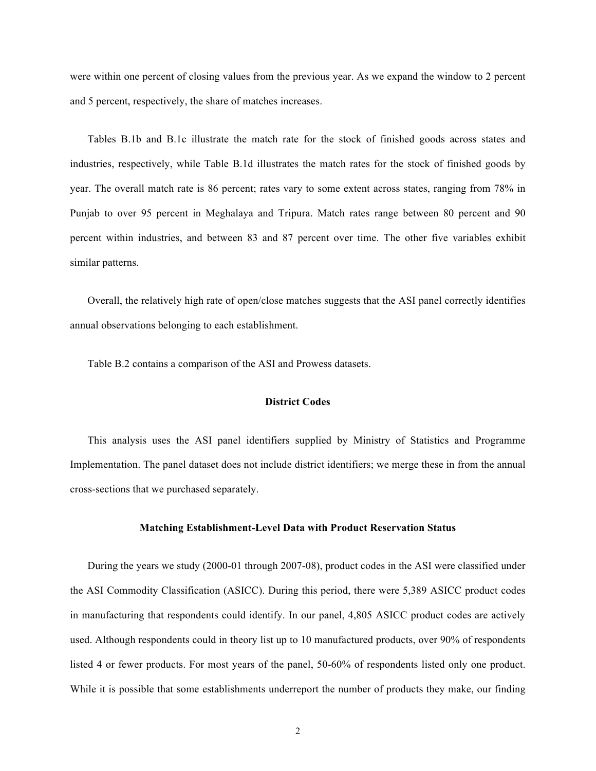were within one percent of closing values from the previous year. As we expand the window to 2 percent and 5 percent, respectively, the share of matches increases.

Tables B.1b and B.1c illustrate the match rate for the stock of finished goods across states and industries, respectively, while Table B.1d illustrates the match rates for the stock of finished goods by year. The overall match rate is 86 percent; rates vary to some extent across states, ranging from 78% in Punjab to over 95 percent in Meghalaya and Tripura. Match rates range between 80 percent and 90 percent within industries, and between 83 and 87 percent over time. The other five variables exhibit similar patterns.

Overall, the relatively high rate of open/close matches suggests that the ASI panel correctly identifies annual observations belonging to each establishment.

Table B.2 contains a comparison of the ASI and Prowess datasets.

## District Codes

This analysis uses the ASI panel identifiers supplied by Ministry of Statistics and Programme Implementation. The panel dataset does not include district identifiers; we merge these in from the annual cross-sections that we purchased separately.

## Matching Establishment-Level Data with Product Reservation Status

During the years we study (2000-01 through 2007-08), product codes in the ASI were classified under the ASI Commodity Classification (ASICC). During this period, there were 5,389 ASICC product codes in manufacturing that respondents could identify. In our panel, 4,805 ASICC product codes are actively used. Although respondents could in theory list up to 10 manufactured products, over 90% of respondents listed 4 or fewer products. For most years of the panel, 50-60% of respondents listed only one product. While it is possible that some establishments underreport the number of products they make, our finding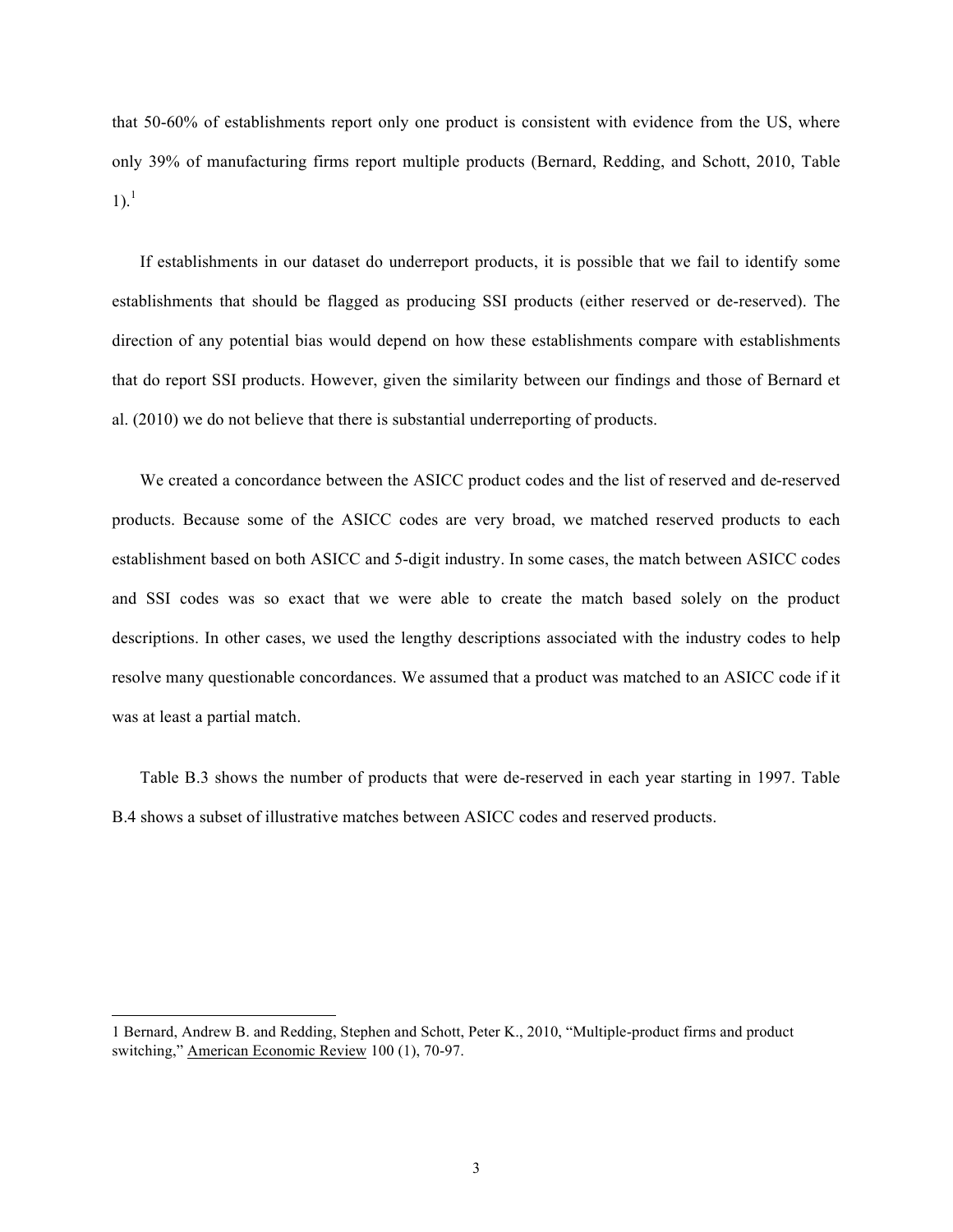that 50-60% of establishments report only one product is consistent with evidence from the US, where only 39% of manufacturing firms report multiple products (Bernard, Redding, and Schott, 2010, Table 1).[1]

If establishments in our dataset do underreport products, it is possible that we fail to identify some establishments that should be flagged as producing SSI products (either reserved or de-reserved). The direction of any potential bias would depend on how these establishments compare with establishments that do report SSI products. However, given the similarity between our findings and those of Bernard et al. (2010) we do not believe that there is substantial underreporting of products.

We created a concordance between the ASICC product codes and the list of reserved and de-reserved products. Because some of the ASICC codes are very broad, we matched reserved products to each establishment based on both ASICC and 5-digit industry. In some cases, the match between ASICC codes and SSI codes was so exact that we were able to create the match based solely on the product descriptions. In other cases, we used the lengthy descriptions associated with the industry codes to help resolve many questionable concordances. We assumed that a product was matched to an ASICC code if it was at least a partial match.

Table B.3 shows the number of products that were de-reserved in each year starting in 1997. Table B.4 shows a subset of illustrative matches between ASICC codes and reserved products.

---

1 Bernard, Andrew B. and Redding, Stephen and Schott, Peter K., 2010, "Multiple-product firms and product switching," American Economic Review 100 (1), 70-97.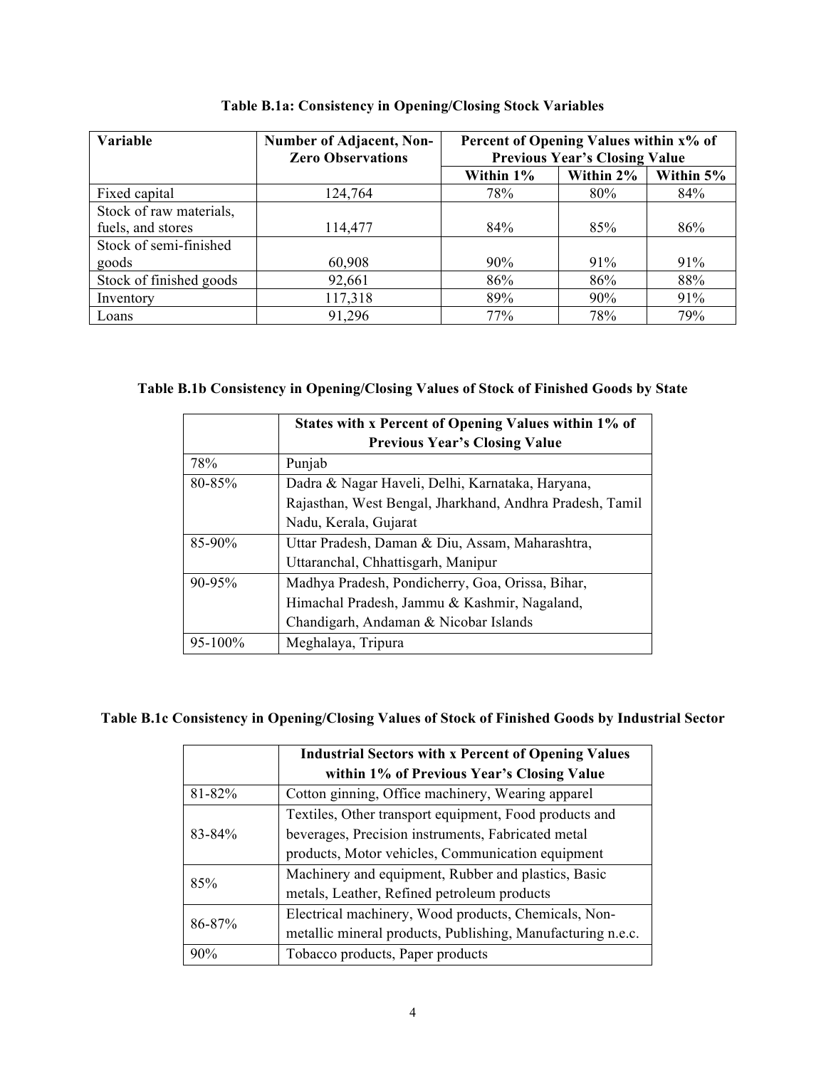**Table B.1a: Consistency in Opening/Closing Stock Variables**

| Variable | Number of Adjacent, Non-Zero Observations | Percent of Opening Values within x% of Previous Year's Closing Value | | |
|---|---|---|---|---|
| | | Within 1% | Within 2% | Within 5% |
| Fixed capital | 124,764 | 78% | 80% | 84% |
| Stock of raw materials, fuels, and stores | 114,477 | 84% | 85% | 86% |
| Stock of semi-finished goods | 60,908 | 90% | 91% | 91% |
| Stock of finished goods | 92,661 | 86% | 86% | 88% |
| Inventory | 117,318 | 89% | 90% | 91% |
| Loans | 91,296 | 77% | 78% | 79% |

**Table B.1b Consistency in Opening/Closing Values of Stock of Finished Goods by State**

| | States with x Percent of Opening Values within 1% of Previous Year's Closing Value |
|---|---|
| 78% | Punjab |
| 80-85% | Dadra & Nagar Haveli, Delhi, Karnataka, Haryana, Rajasthan, West Bengal, Jharkhand, Andhra Pradesh, Tamil Nadu, Kerala, Gujarat |
| 85-90% | Uttar Pradesh, Daman & Diu, Assam, Maharashtra, Uttaranchal, Chhattisgarh, Manipur |
| 90-95% | Madhya Pradesh, Pondicherry, Goa, Orissa, Bihar, Himachal Pradesh, Jammu & Kashmir, Nagaland, Chandigarh, Andaman & Nicobar Islands |
| 95-100% | Meghalaya, Tripura |

**Table B.1c Consistency in Opening/Closing Values of Stock of Finished Goods by Industrial Sector**

| | Industrial Sectors with x Percent of Opening Values within 1% of Previous Year's Closing Value |
|---|---|
| 81-82% | Cotton ginning, Office machinery, Wearing apparel |
| 83-84% | Textiles, Other transport equipment, Food products and beverages, Precision instruments, Fabricated metal products, Motor vehicles, Communication equipment |
| 85% | Machinery and equipment, Rubber and plastics, Basic metals, Leather, Refined petroleum products |
| 86-87% | Electrical machinery, Wood products, Chemicals, Non-metallic mineral products, Publishing, Manufacturing n.e.c. |
| 90% | Tobacco products, Paper products |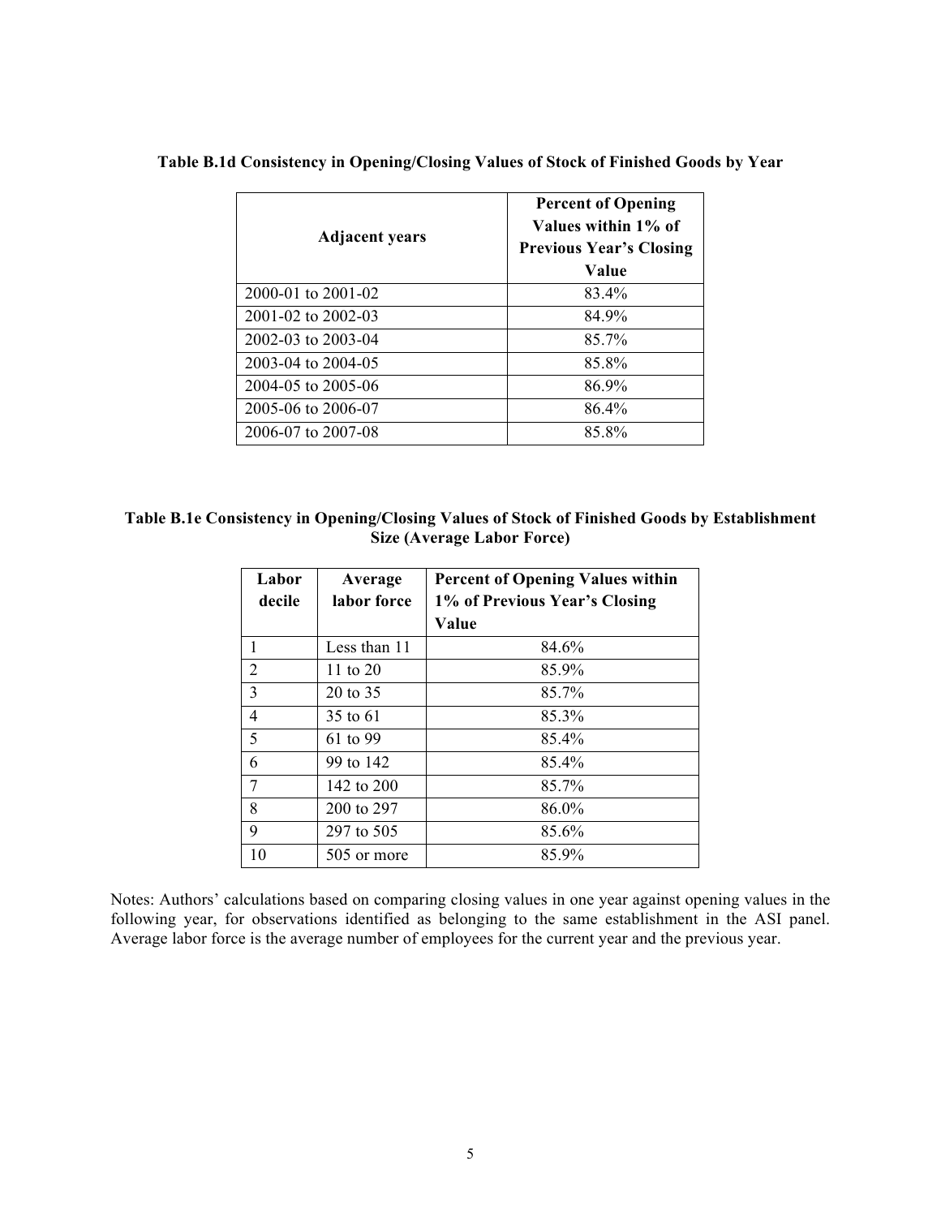**Table B.1d Consistency in Opening/Closing Values of Stock of Finished Goods by Year**

| Adjacent years | Percent of Opening Values within 1% of Previous Year's Closing Value |
|---|---|
| 2000-01 to 2001-02 | 83.4% |
| 2001-02 to 2002-03 | 84.9% |
| 2002-03 to 2003-04 | 85.7% |
| 2003-04 to 2004-05 | 85.8% |
| 2004-05 to 2005-06 | 86.9% |
| 2005-06 to 2006-07 | 86.4% |
| 2006-07 to 2007-08 | 85.8% |

**Table B.1e Consistency in Opening/Closing Values of Stock of Finished Goods by Establishment Size (Average Labor Force)**

| Labor decile | Average labor force | Percent of Opening Values within 1% of Previous Year's Closing Value |
|---|---|---|
| 1 | Less than 11 | 84.6% |
| 2 | 11 to 20 | 85.9% |
| 3 | 20 to 35 | 85.7% |
| 4 | 35 to 61 | 85.3% |
| 5 | 61 to 99 | 85.4% |
| 6 | 99 to 142 | 85.4% |
| 7 | 142 to 200 | 85.7% |
| 8 | 200 to 297 | 86.0% |
| 9 | 297 to 505 | 85.6% |
| 10 | 505 or more | 85.9% |

Notes: Authors' calculations based on comparing closing values in one year against opening values in the following year, for observations identified as belonging to the same establishment in the ASI panel. Average labor force is the average number of employees for the current year and the previous year.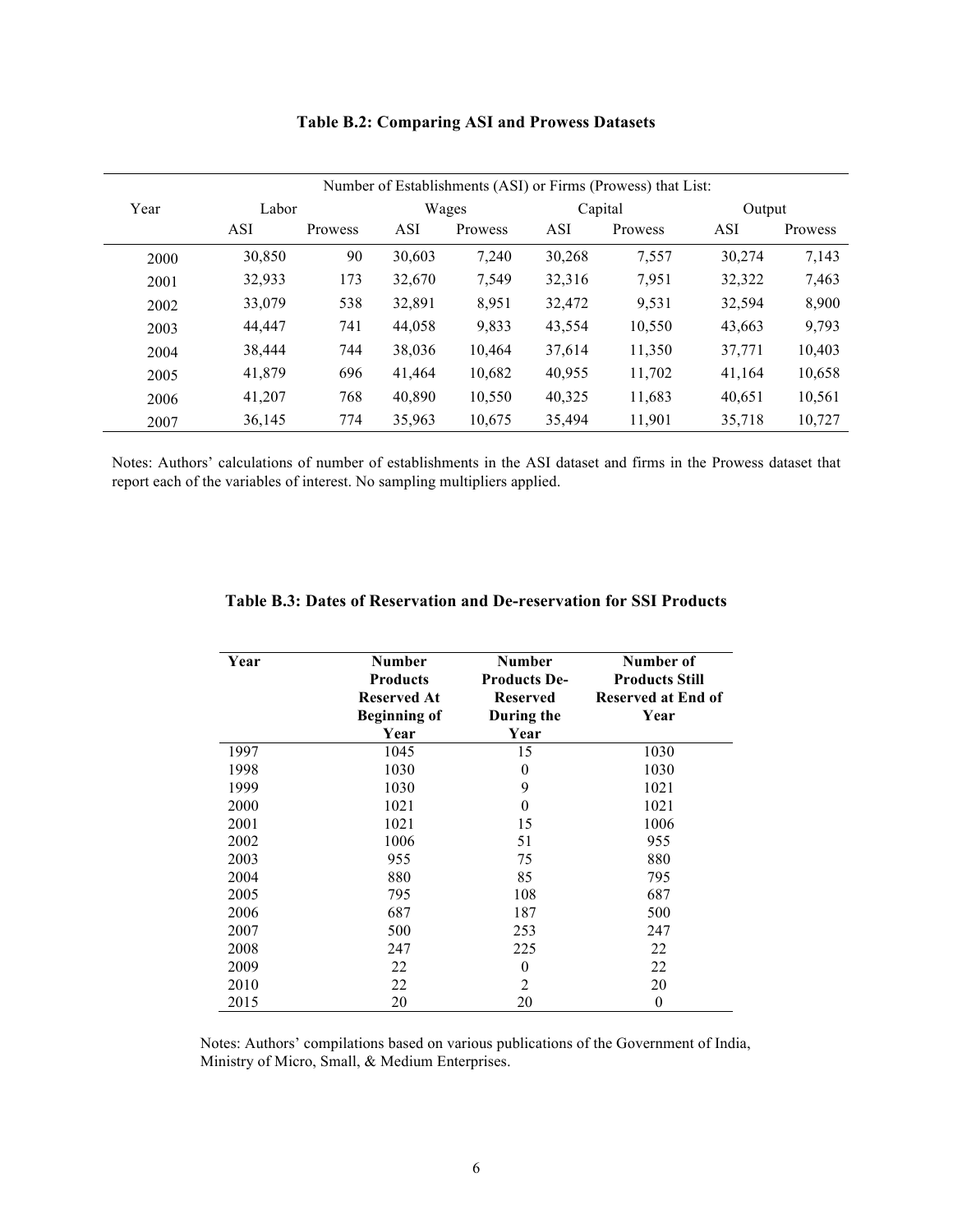**Table B.2: Comparing ASI and Prowess Datasets**

| Year | Number of Establishments (ASI) or Firms (Prowess) that List: | | | | | | | |
|---|---|---|---|---|---|---|---|---|
| | Labor | | Wages | | Capital | | Output | |
| | ASI | Prowess | ASI | Prowess | ASI | Prowess | ASI | Prowess |
| 2000 | 30,850 | 90 | 30,603 | 7,240 | 30,268 | 7,557 | 30,274 | 7,143 |
| 2001 | 32,933 | 173 | 32,670 | 7,549 | 32,316 | 7,951 | 32,322 | 7,463 |
| 2002 | 33,079 | 538 | 32,891 | 8,951 | 32,472 | 9,531 | 32,594 | 8,900 |
| 2003 | 44,447 | 741 | 44,058 | 9,833 | 43,554 | 10,550 | 43,663 | 9,793 |
| 2004 | 38,444 | 744 | 38,036 | 10,464 | 37,614 | 11,350 | 37,771 | 10,403 |
| 2005 | 41,879 | 696 | 41,464 | 10,682 | 40,955 | 11,702 | 41,164 | 10,658 |
| 2006 | 41,207 | 768 | 40,890 | 10,550 | 40,325 | 11,683 | 40,651 | 10,561 |
| 2007 | 36,145 | 774 | 35,963 | 10,675 | 35,494 | 11,901 | 35,718 | 10,727 |

Notes: Authors' calculations of number of establishments in the ASI dataset and firms in the Prowess dataset that report each of the variables of interest. No sampling multipliers applied.

**Table B.3: Dates of Reservation and De-reservation for SSI Products**

| Year | Number Products Reserved At Beginning of Year | Number Products De-Reserved During the Year | Number of Products Still Reserved at End of Year |
|---|---|---|---|
| 1997 | 1045 | 15 | 1030 |
| 1998 | 1030 | 0 | 1030 |
| 1999 | 1030 | 9 | 1021 |
| 2000 | 1021 | 0 | 1021 |
| 2001 | 1021 | 15 | 1006 |
| 2002 | 1006 | 51 | 955 |
| 2003 | 955 | 75 | 880 |
| 2004 | 880 | 85 | 795 |
| 2005 | 795 | 108 | 687 |
| 2006 | 687 | 187 | 500 |
| 2007 | 500 | 253 | 247 |
| 2008 | 247 | 225 | 22 |
| 2009 | 22 | 0 | 22 |
| 2010 | 22 | 2 | 20 |
| 2015 | 20 | 20 | 0 |

Notes: Authors' compilations based on various publications of the Government of India, Ministry of Micro, Small, & Medium Enterprises.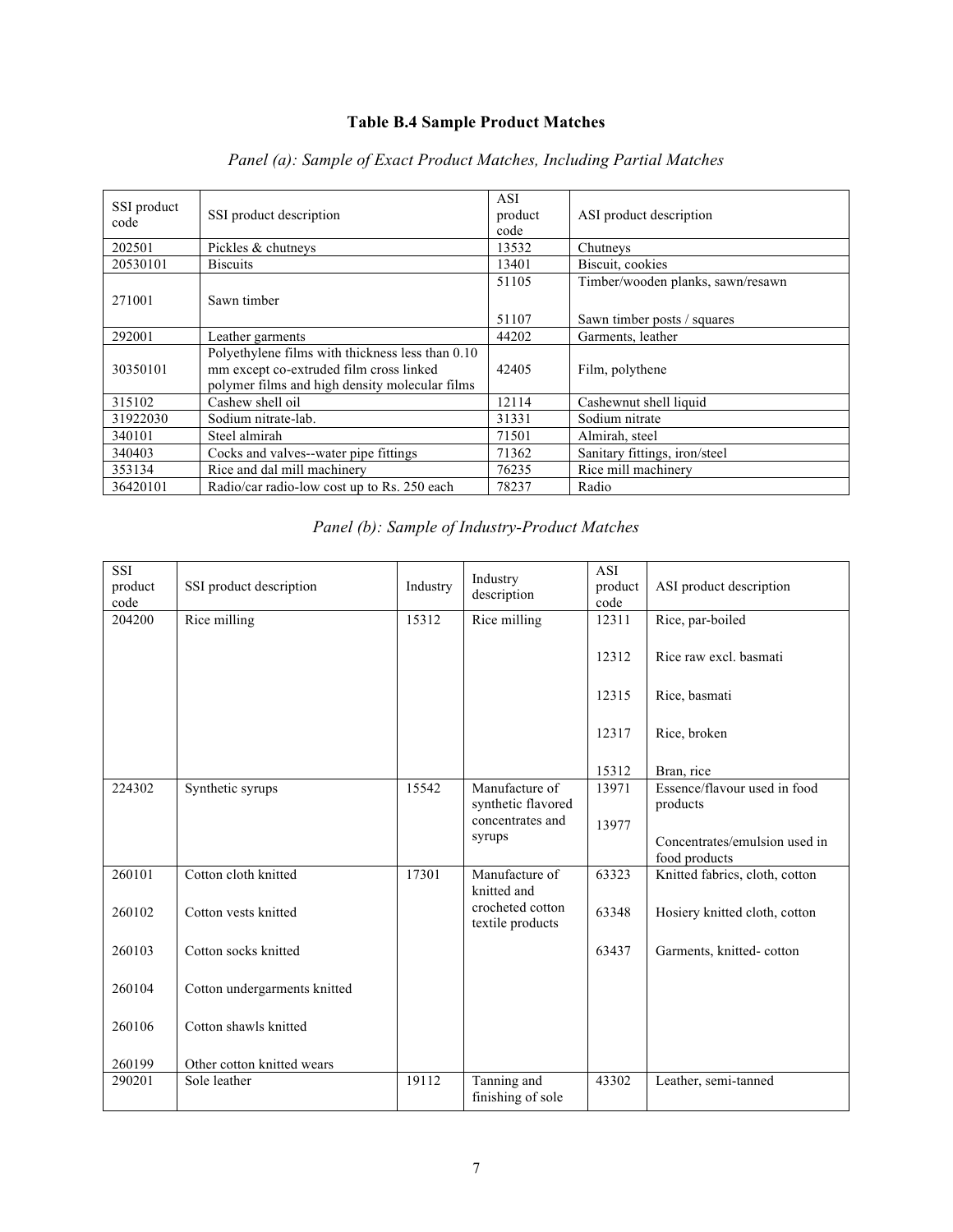# Table B.4 Sample Product Matches

*Panel (a): Sample of Exact Product Matches, Including Partial Matches*

| SSI product code | SSI product description | ASI product code | ASI product description |
|---|---|---|---|
| 202501 | Pickles & chutneys | 13532 | Chutneys |
| 20530101 | Biscuits | 13401 | Biscuit, cookies |
| 271001 | Sawn timber | 51105 | Timber/wooden planks, sawn/resawn |
| | | 51107 | Sawn timber posts / squares |
| 292001 | Leather garments | 44202 | Garments, leather |
| 30350101 | Polyethylene films with thickness less than 0.10 mm except co-extruded film cross linked polymer films and high density molecular films | 42405 | Film, polythene |
| 315102 | Cashew shell oil | 12114 | Cashewnut shell liquid |
| 31922030 | Sodium nitrate-lab. | 31331 | Sodium nitrate |
| 340101 | Steel almirah | 71501 | Almirah, steel |
| 340403 | Cocks and valves--water pipe fittings | 71362 | Sanitary fittings, iron/steel |
| 353134 | Rice and dal mill machinery | 76235 | Rice mill machinery |
| 36420101 | Radio/car radio-low cost up to Rs. 250 each | 78237 | Radio |

*Panel (b): Sample of Industry-Product Matches*

| SSI product code | SSI product description | Industry | Industry description | ASI product code | ASI product description |
|---|---|---|---|---|---|
| 204200 | Rice milling | 15312 | Rice milling | 12311 | Rice, par-boiled |
| | | | | 12312 | Rice raw excl. basmati |
| | | | | 12315 | Rice, basmati |
| | | | | 12317 | Rice, broken |
| | | | | 15312 | Bran, rice |
| 224302 | Synthetic syrups | 15542 | Manufacture of synthetic flavored concentrates and syrups | 13971 | Essence/flavour used in food products |
| | | | | 13977 | Concentrates/emulsion used in food products |
| 260101 | Cotton cloth knitted | 17301 | Manufacture of knitted and crocheted cotton textile products | 63323 | Knitted fabrics, cloth, cotton |
| 260102 | Cotton vests knitted | | | 63348 | Hosiery knitted cloth, cotton |
| 260103 | Cotton socks knitted | | | 63437 | Garments, knitted- cotton |
| 260104 | Cotton undergarments knitted | | | | |
| 260106 | Cotton shawls knitted | | | | |
| 260199 | Other cotton knitted wears | | | | |
| 290201 | Sole leather | 19112 | Tanning and finishing of sole | 43302 | Leather, semi-tanned |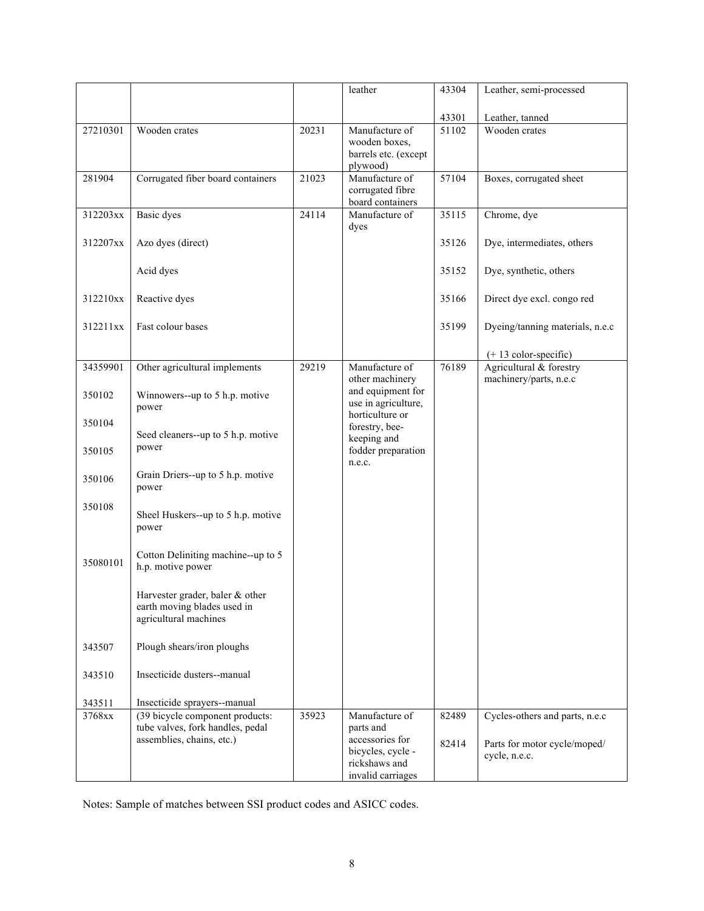| | | | leather | 43304<br><br>43301 | Leather, semi-processed<br><br>Leather, tanned |
|---|---|---|---|---|---|
| 27210301 | Wooden crates | 20231 | Manufacture of wooden boxes, barrels etc. (except plywood) | 51102 | Wooden crates |
| 281904 | Corrugated fiber board containers | 21023 | Manufacture of corrugated fibre board containers | 57104 | Boxes, corrugated sheet |
| 312203xx<br><br>312207xx<br><br><br><br>312210xx<br><br>312211xx | Basic dyes<br><br>Azo dyes (direct)<br><br>Acid dyes<br><br>Reactive dyes<br><br>Fast colour bases | 24114 | Manufacture of dyes | 35115<br><br>35126<br><br>35152<br><br>35166<br><br>35199 | Chrome, dye<br><br>Dye, intermediates, others<br><br>Dye, synthetic, others<br><br>Direct dye excl. congo red<br><br>Dyeing/tanning materials, n.e.c<br><br>(+ 13 color-specific) |
| 34359901<br><br>350102<br><br>350104<br><br>350105<br><br>350106<br><br>350108<br><br>35080101<br><br><br><br>343507<br><br>343510<br><br>343511 | Other agricultural implements<br><br>Winnowers--up to 5 h.p. motive power<br><br>Seed cleaners--up to 5 h.p. motive power<br><br>Grain Driers--up to 5 h.p. motive power<br><br>Sheel Huskers--up to 5 h.p. motive power<br><br>Cotton Deliniting machine--up to 5 h.p. motive power<br><br>Harvester grader, baler & other earth moving blades used in agricultural machines<br><br>Plough shears/iron ploughs<br><br>Insecticide dusters--manual<br><br>Insecticide sprayers--manual | 29219 | Manufacture of other machinery and equipment for use in agriculture, horticulture or forestry, bee-keeping and fodder preparation n.e.c. | 76189 | Agricultural & forestry machinery/parts, n.e.c |
| 3768xx | (39 bicycle component products: tube valves, fork handles, pedal assemblies, chains, etc.) | 35923 | Manufacture of parts and accessories for bicycles, cycle - rickshaws and invalid carriages | 82489<br><br>82414 | Cycles-others and parts, n.e.c<br><br>Parts for motor cycle/moped/ cycle, n.e.c. |

Notes: Sample of matches between SSI product codes and ASICC codes.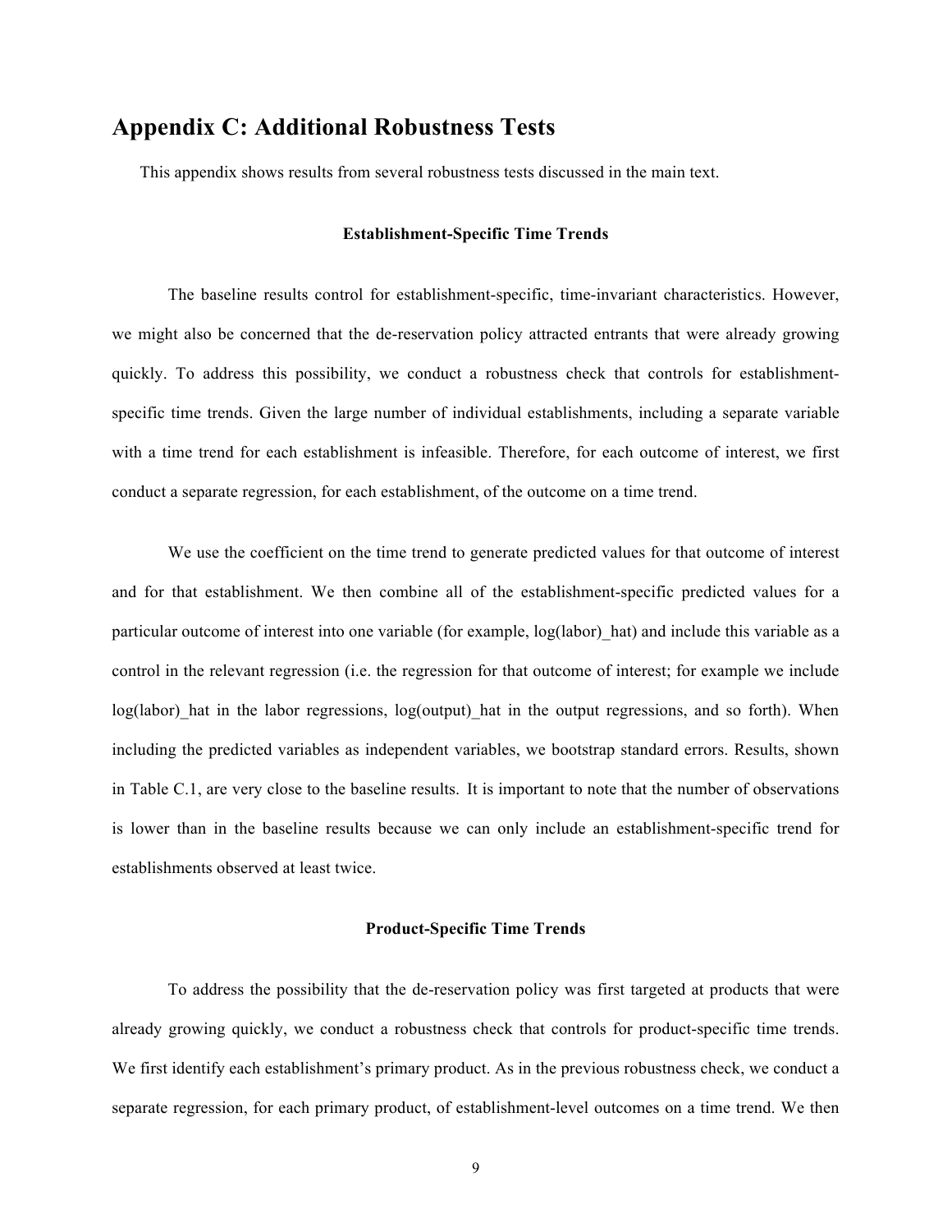# Appendix C: Additional Robustness Tests

This appendix shows results from several robustness tests discussed in the main text.

### Establishment-Specific Time Trends

The baseline results control for establishment-specific, time-invariant characteristics. However, we might also be concerned that the de-reservation policy attracted entrants that were already growing quickly. To address this possibility, we conduct a robustness check that controls for establishment-specific time trends. Given the large number of individual establishments, including a separate variable with a time trend for each establishment is infeasible. Therefore, for each outcome of interest, we first conduct a separate regression, for each establishment, of the outcome on a time trend.

We use the coefficient on the time trend to generate predicted values for that outcome of interest and for that establishment. We then combine all of the establishment-specific predicted values for a particular outcome of interest into one variable (for example, log(labor)_hat) and include this variable as a control in the relevant regression (i.e. the regression for that outcome of interest; for example we include log(labor)_hat in the labor regressions, log(output)_hat in the output regressions, and so forth). When including the predicted variables as independent variables, we bootstrap standard errors. Results, shown in Table C.1, are very close to the baseline results. It is important to note that the number of observations is lower than in the baseline results because we can only include an establishment-specific trend for establishments observed at least twice.

### Product-Specific Time Trends

To address the possibility that the de-reservation policy was first targeted at products that were already growing quickly, we conduct a robustness check that controls for product-specific time trends. We first identify each establishment's primary product. As in the previous robustness check, we conduct a separate regression, for each primary product, of establishment-level outcomes on a time trend. We then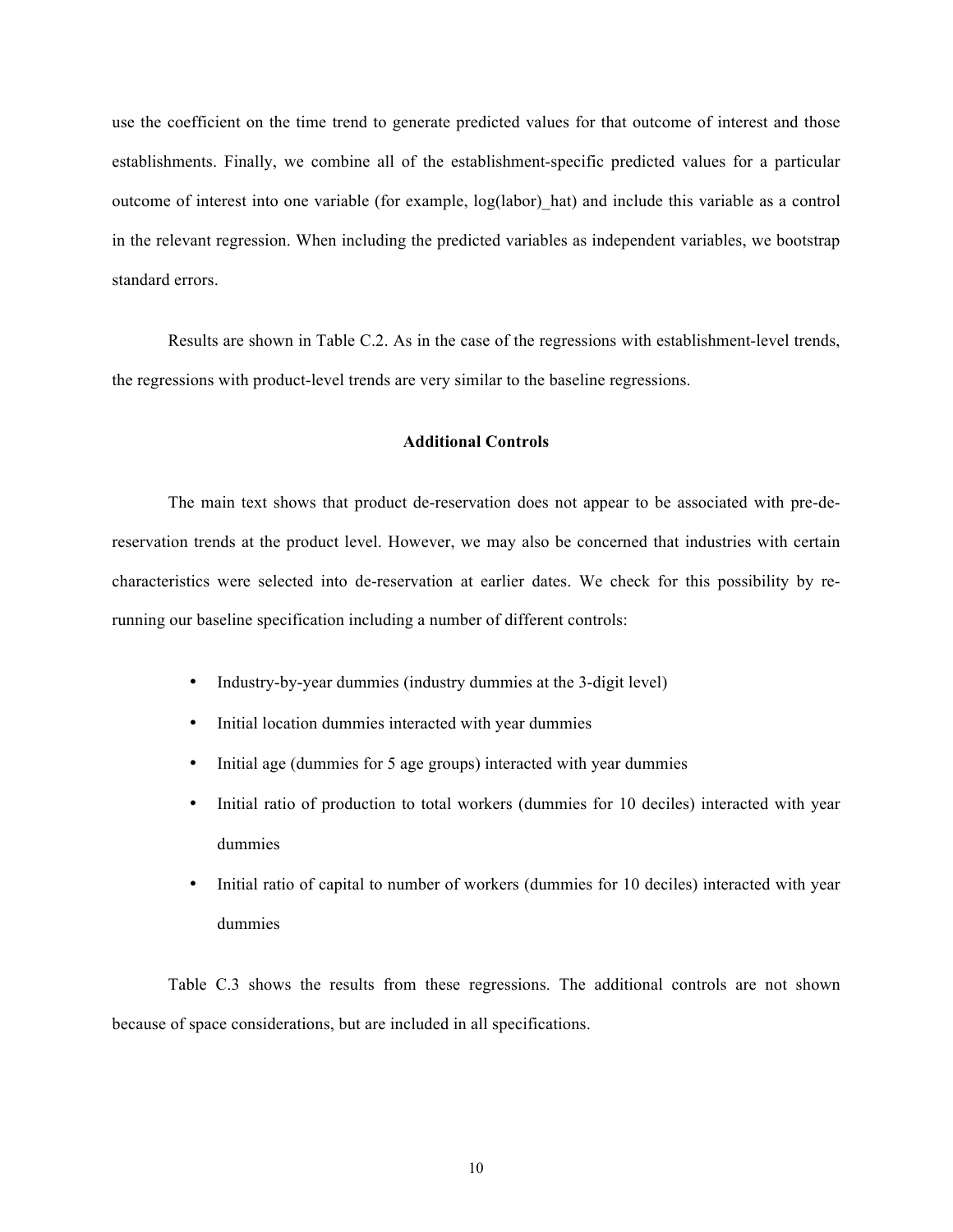use the coefficient on the time trend to generate predicted values for that outcome of interest and those establishments. Finally, we combine all of the establishment-specific predicted values for a particular outcome of interest into one variable (for example, log(labor)_hat) and include this variable as a control in the relevant regression. When including the predicted variables as independent variables, we bootstrap standard errors.

Results are shown in Table C.2. As in the case of the regressions with establishment-level trends, the regressions with product-level trends are very similar to the baseline regressions.

**Additional Controls**

The main text shows that product de-reservation does not appear to be associated with pre-de-reservation trends at the product level. However, we may also be concerned that industries with certain characteristics were selected into de-reservation at earlier dates. We check for this possibility by re-running our baseline specification including a number of different controls:

- Industry-by-year dummies (industry dummies at the 3-digit level)
- Initial location dummies interacted with year dummies
- Initial age (dummies for 5 age groups) interacted with year dummies
- Initial ratio of production to total workers (dummies for 10 deciles) interacted with year dummies
- Initial ratio of capital to number of workers (dummies for 10 deciles) interacted with year dummies

Table C.3 shows the results from these regressions. The additional controls are not shown because of space considerations, but are included in all specifications.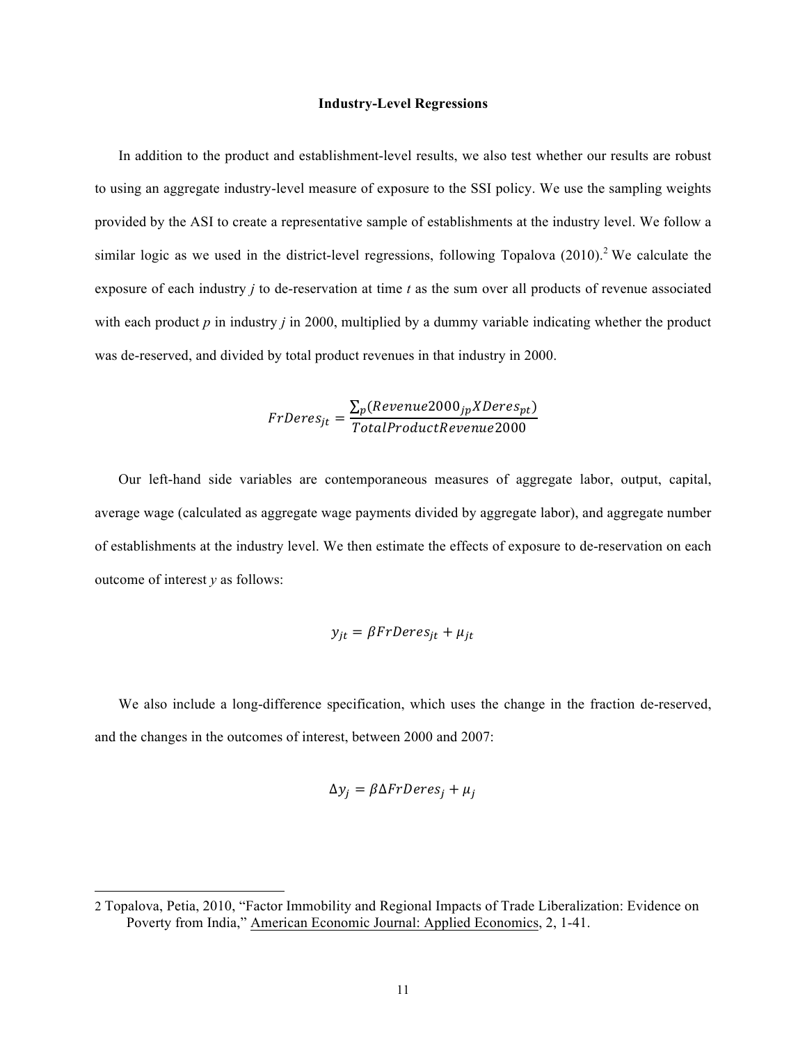## Industry-Level Regressions

In addition to the product and establishment-level results, we also test whether our results are robust to using an aggregate industry-level measure of exposure to the SSI policy. We use the sampling weights provided by the ASI to create a representative sample of establishments at the industry level. We follow a similar logic as we used in the district-level regressions, following Topalova (2010).[2] We calculate the exposure of each industry *j* to de-reservation at time *t* as the sum over all products of revenue associated with each product *p* in industry *j* in 2000, multiplied by a dummy variable indicating whether the product was de-reserved, and divided by total product revenues in that industry in 2000.

$$FrDeres_{jt} = \frac{\sum_p (Revenue2000_{jp} X Deres_{pt})}{TotalProductRevenue2000}$$

Our left-hand side variables are contemporaneous measures of aggregate labor, output, capital, average wage (calculated as aggregate wage payments divided by aggregate labor), and aggregate number of establishments at the industry level. We then estimate the effects of exposure to de-reservation on each outcome of interest *y* as follows:

$$y_{jt} = \beta FrDeres_{jt} + \mu_{jt}$$

We also include a long-difference specification, which uses the change in the fraction de-reserved, and the changes in the outcomes of interest, between 2000 and 2007:

$$\Delta y_j = \beta \Delta FrDeres_j + \mu_j$$

---

2 Topalova, Petia, 2010, "Factor Immobility and Regional Impacts of Trade Liberalization: Evidence on Poverty from India," American Economic Journal: Applied Economics, 2, 1-41.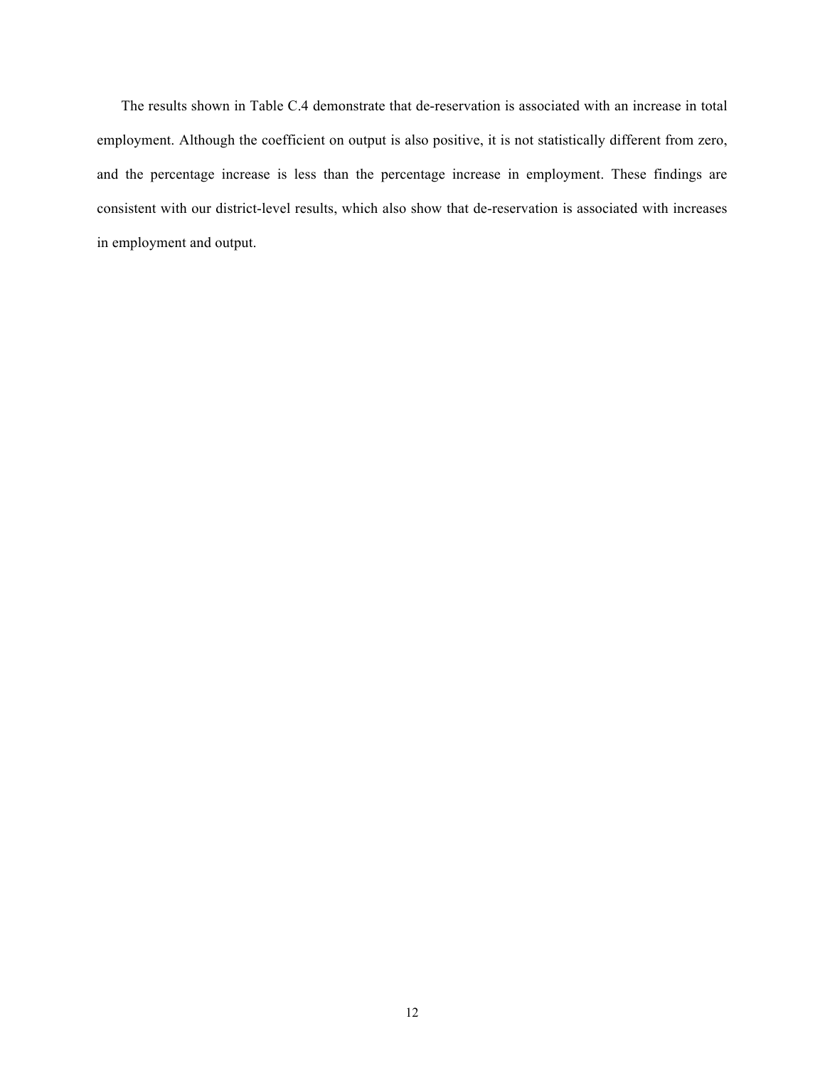The results shown in Table C.4 demonstrate that de-reservation is associated with an increase in total employment. Although the coefficient on output is also positive, it is not statistically different from zero, and the percentage increase is less than the percentage increase in employment. These findings are consistent with our district-level results, which also show that de-reservation is associated with increases in employment and output.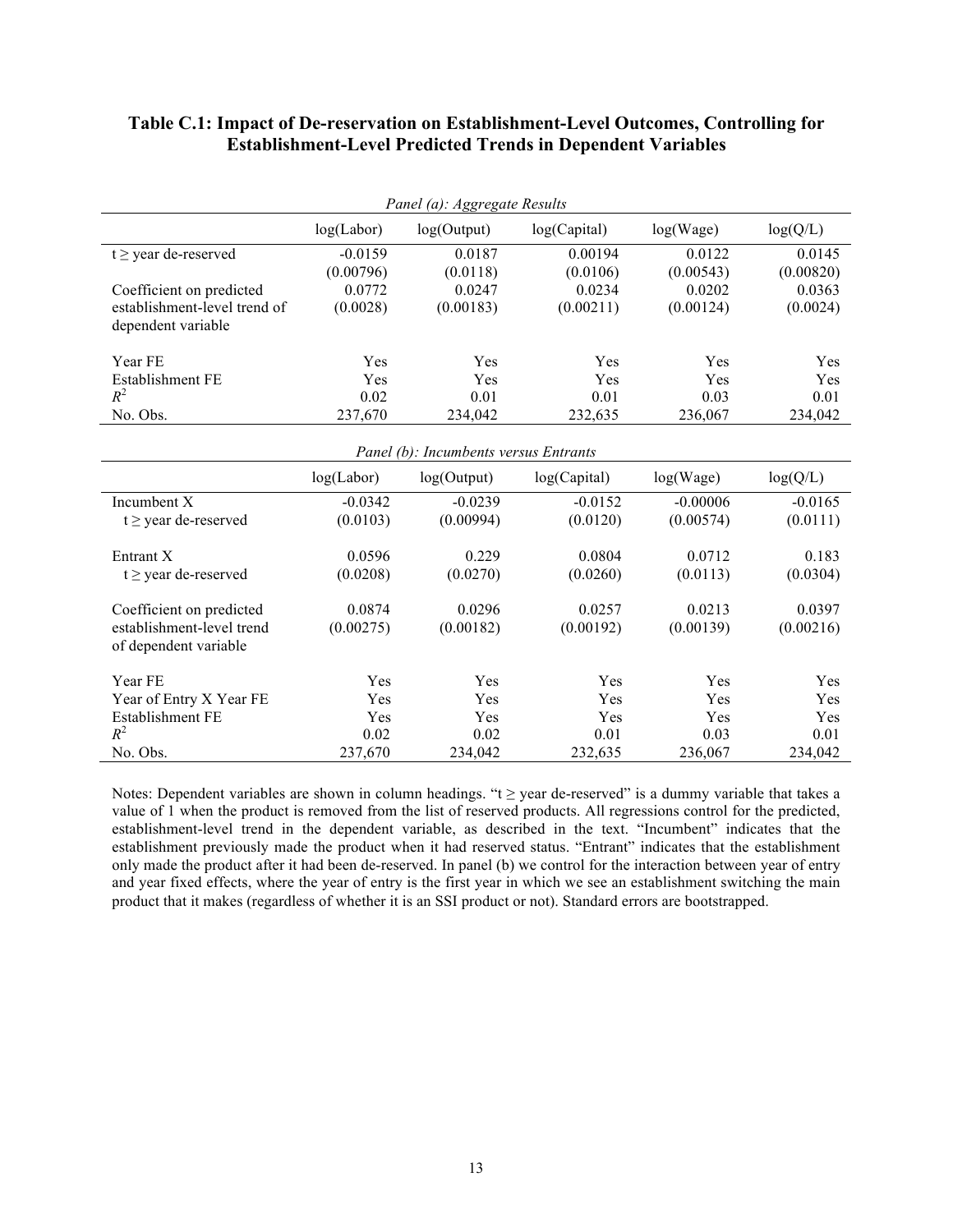**Table C.1: Impact of De-reservation on Establishment-Level Outcomes, Controlling for Establishment-Level Predicted Trends in Dependent Variables**

*Panel (a): Aggregate Results*

| | log(Labor) | log(Output) | log(Capital) | log(Wage) | log(Q/L) |
|---|---|---|---|---|---|
| t ≥ year de-reserved | -0.0159 | 0.0187 | 0.00194 | 0.0122 | 0.0145 |
| | (0.00796) | (0.0118) | (0.0106) | (0.00543) | (0.00820) |
| Coefficient on predicted establishment-level trend of dependent variable | 0.0772 | 0.0247 | 0.0234 | 0.0202 | 0.0363 |
| | (0.0028) | (0.00183) | (0.00211) | (0.00124) | (0.0024) |
| Year FE | Yes | Yes | Yes | Yes | Yes |
| Establishment FE | Yes | Yes | Yes | Yes | Yes |
| $R^2$ | 0.02 | 0.01 | 0.01 | 0.03 | 0.01 |
| No. Obs. | 237,670 | 234,042 | 232,635 | 236,067 | 234,042 |

*Panel (b): Incumbents versus Entrants*

| | log(Labor) | log(Output) | log(Capital) | log(Wage) | log(Q/L) |
|---|---|---|---|---|---|
| Incumbent X t ≥ year de-reserved | -0.0342 | -0.0239 | -0.0152 | -0.00006 | -0.0165 |
| | (0.0103) | (0.00994) | (0.0120) | (0.00574) | (0.0111) |
| Entrant X t ≥ year de-reserved | 0.0596 | 0.229 | 0.0804 | 0.0712 | 0.183 |
| | (0.0208) | (0.0270) | (0.0260) | (0.0113) | (0.0304) |
| Coefficient on predicted establishment-level trend of dependent variable | 0.0874 | 0.0296 | 0.0257 | 0.0213 | 0.0397 |
| | (0.00275) | (0.00182) | (0.00192) | (0.00139) | (0.00216) |
| Year FE | Yes | Yes | Yes | Yes | Yes |
| Year of Entry X Year FE | Yes | Yes | Yes | Yes | Yes |
| Establishment FE | Yes | Yes | Yes | Yes | Yes |
| $R^2$ | 0.02 | 0.02 | 0.01 | 0.03 | 0.01 |
| No. Obs. | 237,670 | 234,042 | 232,635 | 236,067 | 234,042 |

Notes: Dependent variables are shown in column headings. "t ≥ year de-reserved" is a dummy variable that takes a value of 1 when the product is removed from the list of reserved products. All regressions control for the predicted, establishment-level trend in the dependent variable, as described in the text. "Incumbent" indicates that the establishment previously made the product when it had reserved status. "Entrant" indicates that the establishment only made the product after it had been de-reserved. In panel (b) we control for the interaction between year of entry and year fixed effects, where the year of entry is the first year in which we see an establishment switching the main product that it makes (regardless of whether it is an SSI product or not). Standard errors are bootstrapped.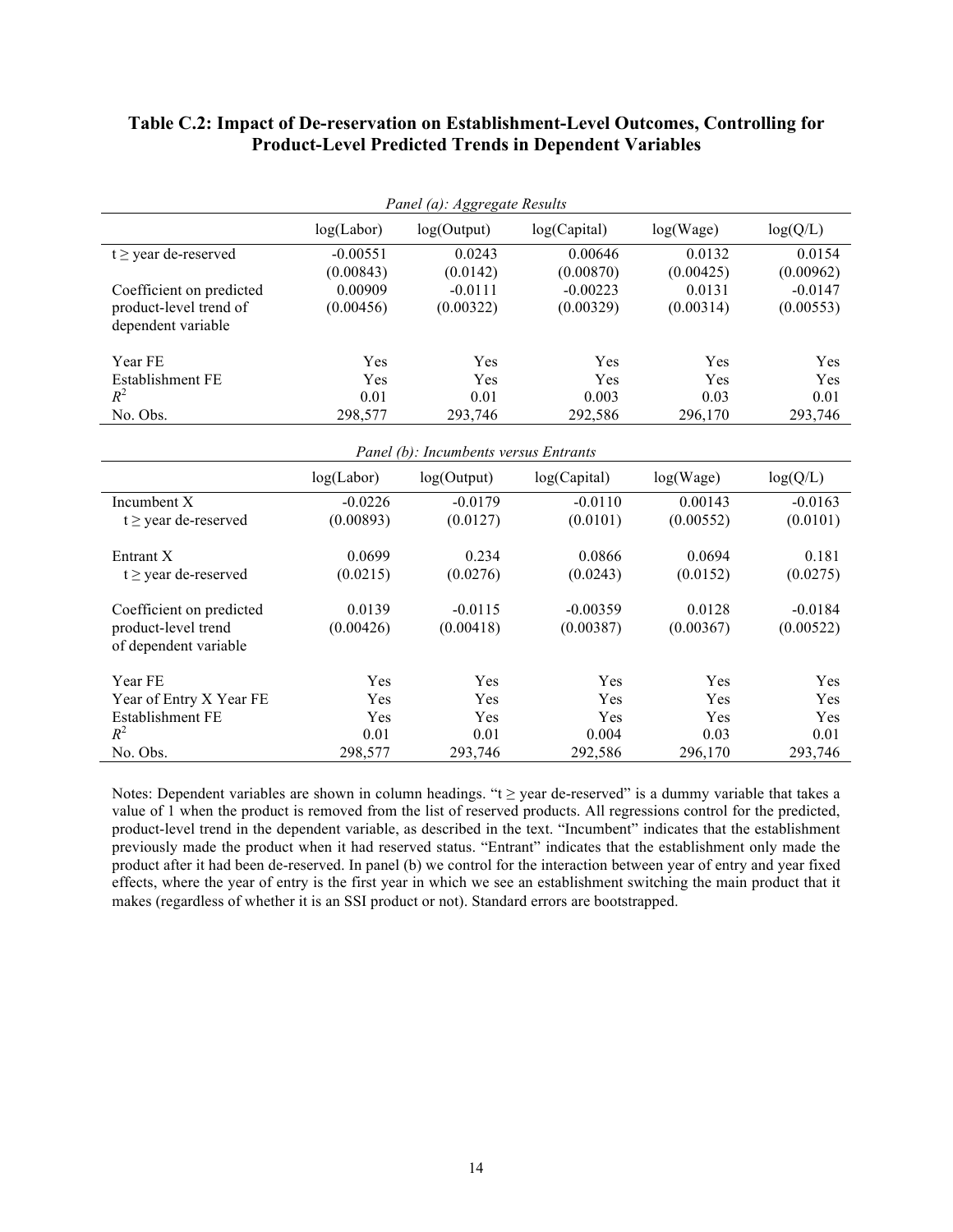**Table C.2: Impact of De-reservation on Establishment-Level Outcomes, Controlling for Product-Level Predicted Trends in Dependent Variables**

*Panel (a): Aggregate Results*

| | log(Labor) | log(Output) | log(Capital) | log(Wage) | log(Q/L) |
|---|---|---|---|---|---|
| t ≥ year de-reserved | -0.00551 | 0.0243 | 0.00646 | 0.0132 | 0.0154 |
| | (0.00843) | (0.0142) | (0.00870) | (0.00425) | (0.00962) |
| Coefficient on predicted product-level trend of dependent variable | 0.00909 | -0.0111 | -0.00223 | 0.0131 | -0.0147 |
| | (0.00456) | (0.00322) | (0.00329) | (0.00314) | (0.00553) |
| Year FE | Yes | Yes | Yes | Yes | Yes |
| Establishment FE | Yes | Yes | Yes | Yes | Yes |
| $R^2$ | 0.01 | 0.01 | 0.003 | 0.03 | 0.01 |
| No. Obs. | 298,577 | 293,746 | 292,586 | 296,170 | 293,746 |

*Panel (b): Incumbents versus Entrants*

| | log(Labor) | log(Output) | log(Capital) | log(Wage) | log(Q/L) |
|---|---|---|---|---|---|
| Incumbent X t ≥ year de-reserved | -0.0226 | -0.0179 | -0.0110 | 0.00143 | -0.0163 |
| | (0.00893) | (0.0127) | (0.0101) | (0.00552) | (0.0101) |
| Entrant X t ≥ year de-reserved | 0.0699 | 0.234 | 0.0866 | 0.0694 | 0.181 |
| | (0.0215) | (0.0276) | (0.0243) | (0.0152) | (0.0275) |
| Coefficient on predicted product-level trend of dependent variable | 0.0139 | -0.0115 | -0.00359 | 0.0128 | -0.0184 |
| | (0.00426) | (0.00418) | (0.00387) | (0.00367) | (0.00522) |
| Year FE | Yes | Yes | Yes | Yes | Yes |
| Year of Entry X Year FE | Yes | Yes | Yes | Yes | Yes |
| Establishment FE | Yes | Yes | Yes | Yes | Yes |
| $R^2$ | 0.01 | 0.01 | 0.004 | 0.03 | 0.01 |
| No. Obs. | 298,577 | 293,746 | 292,586 | 296,170 | 293,746 |

Notes: Dependent variables are shown in column headings. "t ≥ year de-reserved" is a dummy variable that takes a value of 1 when the product is removed from the list of reserved products. All regressions control for the predicted, product-level trend in the dependent variable, as described in the text. "Incumbent" indicates that the establishment previously made the product when it had reserved status. "Entrant" indicates that the establishment only made the product after it had been de-reserved. In panel (b) we control for the interaction between year of entry and year fixed effects, where the year of entry is the first year in which we see an establishment switching the main product that it makes (regardless of whether it is an SSI product or not). Standard errors are bootstrapped.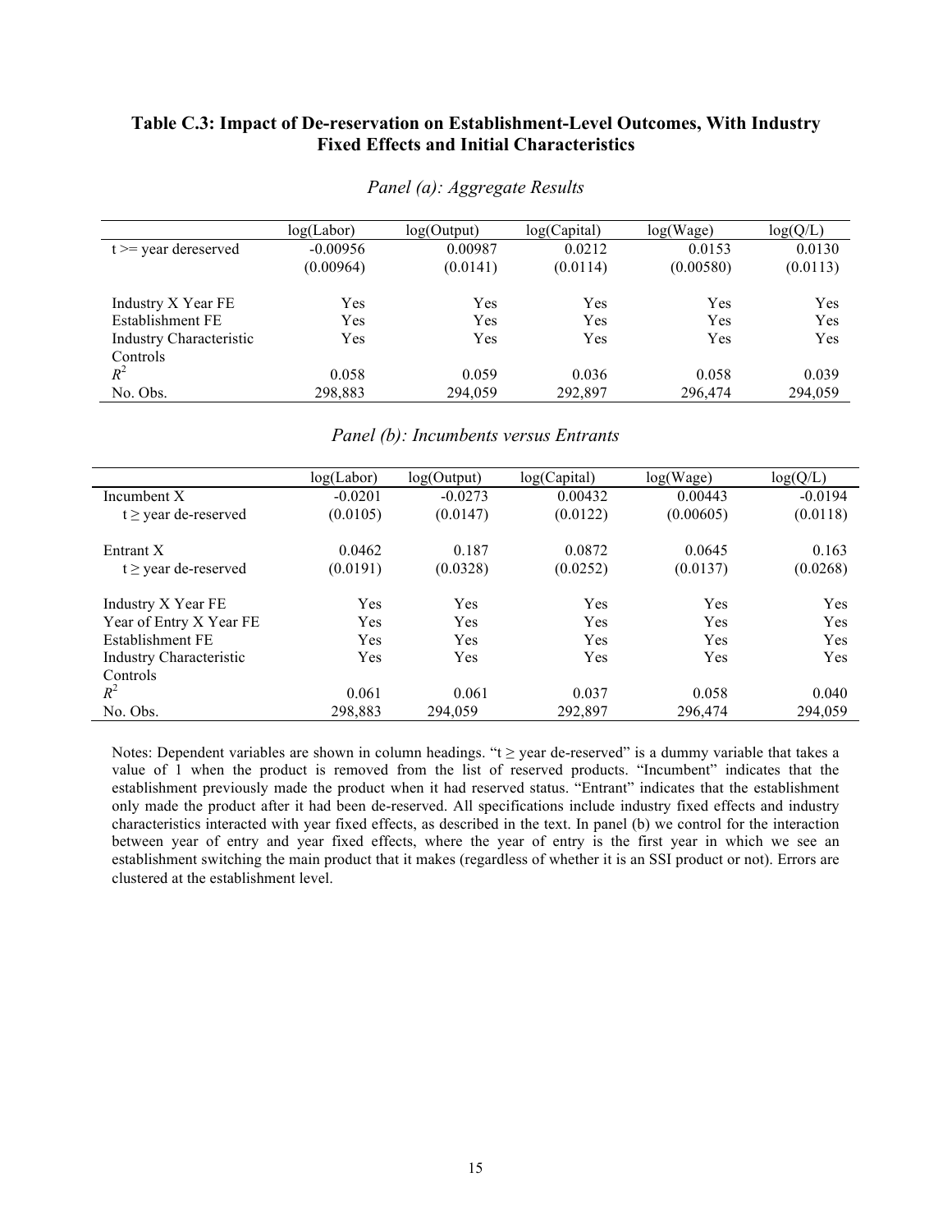### Table C.3: Impact of De-reservation on Establishment-Level Outcomes, With Industry Fixed Effects and Initial Characteristics

*Panel (a): Aggregate Results*

| | log(Labor) | log(Output) | log(Capital) | log(Wage) | log(Q/L) |
|---|---|---|---|---|---|
| t >= year dereserved | -0.00956 | 0.00987 | 0.0212 | 0.0153 | 0.0130 |
| | (0.00964) | (0.0141) | (0.0114) | (0.00580) | (0.0113) |
| Industry X Year FE | Yes | Yes | Yes | Yes | Yes |
| Establishment FE | Yes | Yes | Yes | Yes | Yes |
| Industry Characteristic Controls | Yes | Yes | Yes | Yes | Yes |
| $R^2$ | 0.058 | 0.059 | 0.036 | 0.058 | 0.039 |
| No. Obs. | 298,883 | 294,059 | 292,897 | 296,474 | 294,059 |

*Panel (b): Incumbents versus Entrants*

| | log(Labor) | log(Output) | log(Capital) | log(Wage) | log(Q/L) |
|---|---|---|---|---|---|
| Incumbent X | -0.0201 | -0.0273 | 0.00432 | 0.00443 | -0.0194 |
| t ≥ year de-reserved | (0.0105) | (0.0147) | (0.0122) | (0.00605) | (0.0118) |
| Entrant X | 0.0462 | 0.187 | 0.0872 | 0.0645 | 0.163 |
| t ≥ year de-reserved | (0.0191) | (0.0328) | (0.0252) | (0.0137) | (0.0268) |
| Industry X Year FE | Yes | Yes | Yes | Yes | Yes |
| Year of Entry X Year FE | Yes | Yes | Yes | Yes | Yes |
| Establishment FE | Yes | Yes | Yes | Yes | Yes |
| Industry Characteristic Controls | Yes | Yes | Yes | Yes | Yes |
| $R^2$ | 0.061 | 0.061 | 0.037 | 0.058 | 0.040 |
| No. Obs. | 298,883 | 294,059 | 292,897 | 296,474 | 294,059 |

Notes: Dependent variables are shown in column headings. "t ≥ year de-reserved" is a dummy variable that takes a value of 1 when the product is removed from the list of reserved products. "Incumbent" indicates that the establishment previously made the product when it had reserved status. "Entrant" indicates that the establishment only made the product after it had been de-reserved. All specifications include industry fixed effects and industry characteristics interacted with year fixed effects, as described in the text. In panel (b) we control for the interaction between year of entry and year fixed effects, where the year of entry is the first year in which we see an establishment switching the main product that it makes (regardless of whether it is an SSI product or not). Errors are clustered at the establishment level.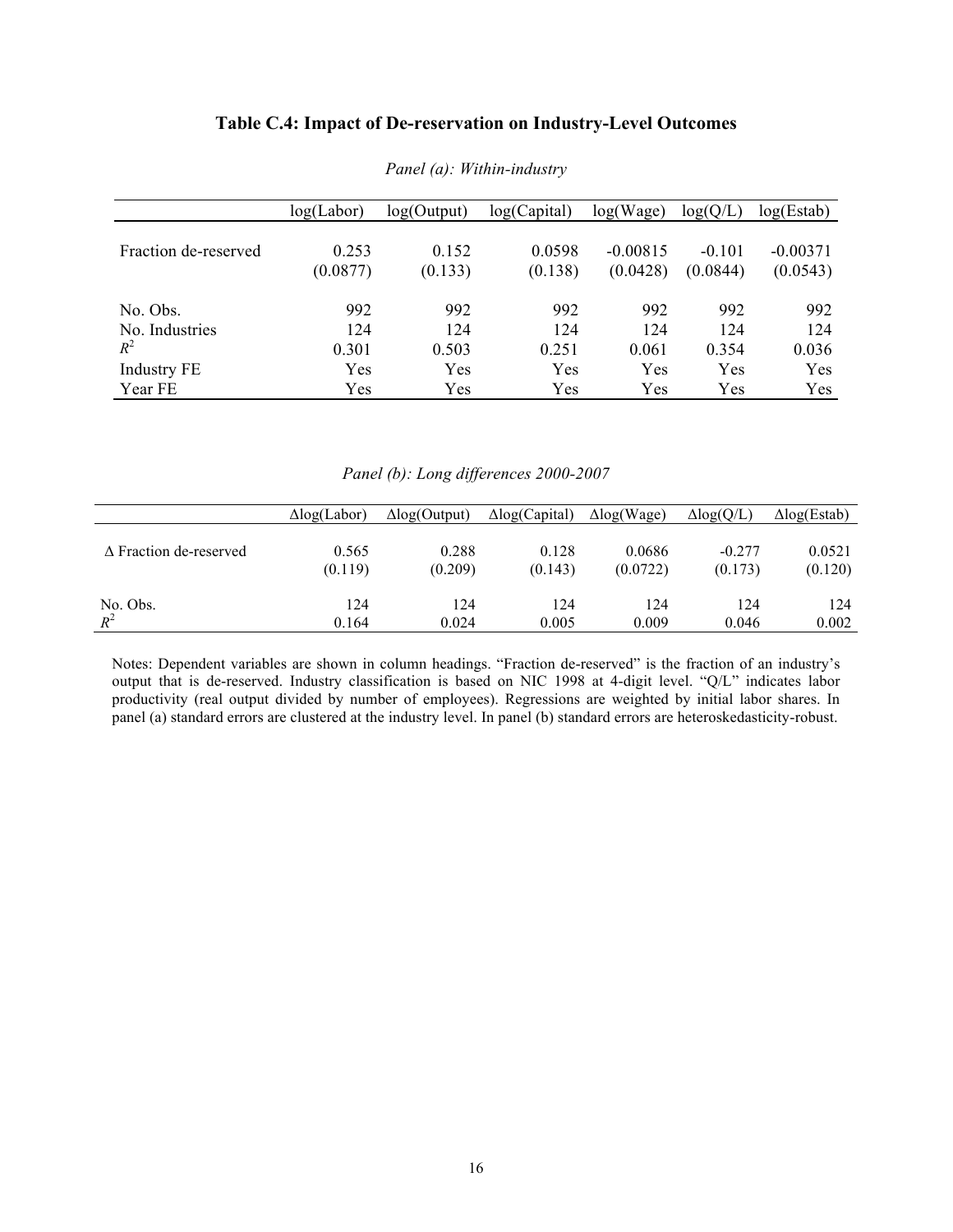## Table C.4: Impact of De-reservation on Industry-Level Outcomes

*Panel (a): Within-industry*

| | log(Labor) | log(Output) | log(Capital) | log(Wage) | log(Q/L) | log(Estab) |
|---|---|---|---|---|---|---|
| Fraction de-reserved | 0.253 | 0.152 | 0.0598 | -0.00815 | -0.101 | -0.00371 |
| | (0.0877) | (0.133) | (0.138) | (0.0428) | (0.0844) | (0.0543) |
| No. Obs. | 992 | 992 | 992 | 992 | 992 | 992 |
| No. Industries | 124 | 124 | 124 | 124 | 124 | 124 |
| $R^2$ | 0.301 | 0.503 | 0.251 | 0.061 | 0.354 | 0.036 |
| Industry FE | Yes | Yes | Yes | Yes | Yes | Yes |
| Year FE | Yes | Yes | Yes | Yes | Yes | Yes |

*Panel (b): Long differences 2000-2007*

| | Δlog(Labor) | Δlog(Output) | Δlog(Capital) | Δlog(Wage) | Δlog(Q/L) | Δlog(Estab) |
|---|---|---|---|---|---|---|
| Δ Fraction de-reserved | 0.565 | 0.288 | 0.128 | 0.0686 | -0.277 | 0.0521 |
| | (0.119) | (0.209) | (0.143) | (0.0722) | (0.173) | (0.120) |
| No. Obs. | 124 | 124 | 124 | 124 | 124 | 124 |
| $R^2$ | 0.164 | 0.024 | 0.005 | 0.009 | 0.046 | 0.002 |

Notes: Dependent variables are shown in column headings. "Fraction de-reserved" is the fraction of an industry's output that is de-reserved. Industry classification is based on NIC 1998 at 4-digit level. "Q/L" indicates labor productivity (real output divided by number of employees). Regressions are weighted by initial labor shares. In panel (a) standard errors are clustered at the industry level. In panel (b) standard errors are heteroskedasticity-robust.